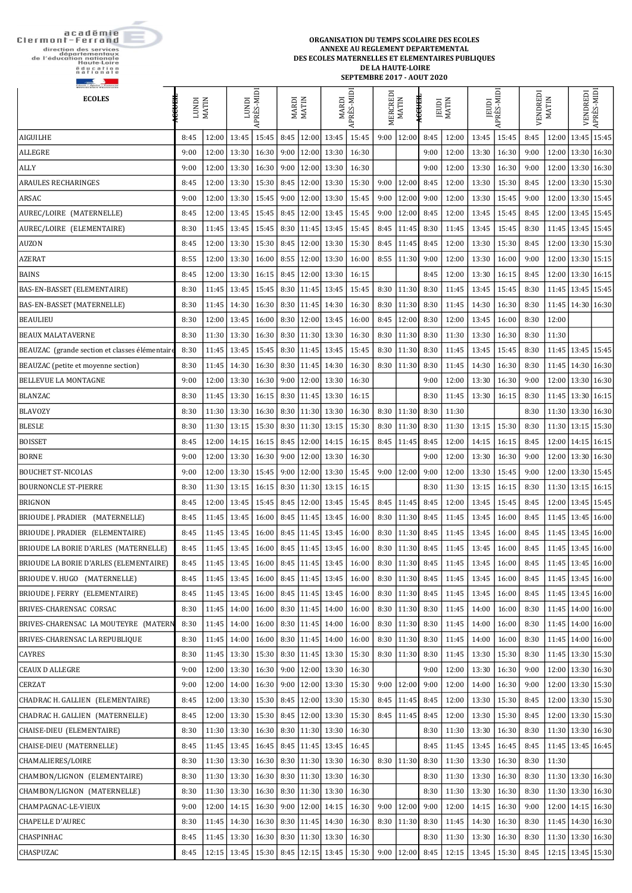académie Clermont-Ferrand
direction des services départementaux de l'éducation nationale Haute-Loire

**ORGANISATION DU TEMPS SCOLAIRE DES ECOLES**
**ANNEXE AU REGLEMENT DEPARTEMENTAL**
**DES ECOLES MATERNELLES ET ELEMENTAIRES PUBLIQUES**
**DE LA HAUTE-LOIRE**
**SEPTEMBRE 2017 - AOUT 2020**

| ECOLES | ACCUEIL | LUNDI MATIN | | LUNDI APRÈS-MIDI | | MARDI MATIN | | MARDI APRÈS-MIDI | | MERCREDI MATIN | | ACCUEIL | JEUDI MATIN | | JEUDI APRÈS-MIDI | | VENDREDI MATIN | | VENDREDI APRÈS-MIDI | |
|---|---|---|---|---|---|---|---|---|---|---|---|---|---|---|---|---|---|---|---|---|
| AIGUILHE | | 8:45 | 12:00 | 13:45 | 15:45 | 8:45 | 12:00 | 13:45 | 15:45 | 9:00 | 12:00 | | 8:45 | 12:00 | 13:45 | 15:45 | 8:45 | 12:00 | 13:45 | 15:45 |
| ALLEGRE | | 9:00 | 12:00 | 13:30 | 16:30 | 9:00 | 12:00 | 13:30 | 16:30 | | | | 9:00 | 12:00 | 13:30 | 16:30 | 9:00 | 12:00 | 13:30 | 16:30 |
| ALLY | | 9:00 | 12:00 | 13:30 | 16:30 | 9:00 | 12:00 | 13:30 | 16:30 | | | | 9:00 | 12:00 | 13:30 | 16:30 | 9:00 | 12:00 | 13:30 | 16:30 |
| ARAULES RECHARINGES | | 8:45 | 12:00 | 13:30 | 15:30 | 8:45 | 12:00 | 13:30 | 15:30 | 9:00 | 12:00 | | 8:45 | 12:00 | 13:30 | 15:30 | 8:45 | 12:00 | 13:30 | 15:30 |
| ARSAC | | 9:00 | 12:00 | 13:30 | 15:45 | 9:00 | 12:00 | 13:30 | 15:45 | 9:00 | 12:00 | | 9:00 | 12:00 | 13:30 | 15:45 | 9:00 | 12:00 | 13:30 | 15:45 |
| AUREC/LOIRE (MATERNELLE) | | 8:45 | 12:00 | 13:45 | 15:45 | 8:45 | 12:00 | 13:45 | 15:45 | 9:00 | 12:00 | | 8:45 | 12:00 | 13:45 | 15:45 | 8:45 | 12:00 | 13:45 | 15:45 |
| AUREC/LOIRE (ELEMENTAIRE) | | 8:30 | 11:45 | 13:45 | 15:45 | 8:30 | 11:45 | 13:45 | 15:45 | 8:45 | 11:45 | | 8:30 | 11:45 | 13:45 | 15:45 | 8:30 | 11:45 | 13:45 | 15:45 |
| AUZON | | 8:45 | 12:00 | 13:30 | 15:30 | 8:45 | 12:00 | 13:30 | 15:30 | 8:45 | 11:45 | | 8:45 | 12:00 | 13:30 | 15:30 | 8:45 | 12:00 | 13:30 | 15:30 |
| AZERAT | | 8:55 | 12:00 | 13:30 | 16:00 | 8:55 | 12:00 | 13:30 | 16:00 | 8:55 | 11:30 | | 9:00 | 12:00 | 13:30 | 16:00 | 9:00 | 12:00 | 13:30 | 15:15 |
| BAINS | | 8:45 | 12:00 | 13:30 | 16:15 | 8:45 | 12:00 | 13:30 | 16:15 | | | | 8:45 | 12:00 | 13:30 | 16:15 | 8:45 | 12:00 | 13:30 | 16:15 |
| BAS-EN-BASSET (ELEMENTAIRE) | | 8:30 | 11:45 | 13:45 | 15:45 | 8:30 | 11:45 | 13:45 | 15:45 | 8:30 | 11:30 | | 8:30 | 11:45 | 13:45 | 15:45 | 8:30 | 11:45 | 13:45 | 15:45 |
| BAS-EN-BASSET (MATERNELLE) | | 8:30 | 11:45 | 14:30 | 16:30 | 8:30 | 11:45 | 14:30 | 16:30 | 8:30 | 11:30 | | 8:30 | 11:45 | 14:30 | 16:30 | 8:30 | 11:45 | 14:30 | 16:30 |
| BEAULIEU | | 8:30 | 12:00 | 13:45 | 16:00 | 8:30 | 12:00 | 13:45 | 16:00 | 8:45 | 12:00 | | 8:30 | 12:00 | 13:45 | 16:00 | 8:30 | 12:00 | | |
| BEAUX MALATAVERNE | | 8:30 | 11:30 | 13:30 | 16:30 | 8:30 | 11:30 | 13:30 | 16:30 | 8:30 | 11:30 | | 8:30 | 11:30 | 13:30 | 16:30 | 8:30 | 11:30 | | |
| BEAUZAC (grande section et classes élémentaire | | 8:30 | 11:45 | 13:45 | 15:45 | 8:30 | 11:45 | 13:45 | 15:45 | 8:30 | 11:30 | | 8:30 | 11:45 | 13:45 | 15:45 | 8:30 | 11:45 | 13:45 | 15:45 |
| BEAUZAC (petite et moyenne section) | | 8:30 | 11:45 | 14:30 | 16:30 | 8:30 | 11:45 | 14:30 | 16:30 | 8:30 | 11:30 | | 8:30 | 11:45 | 14:30 | 16:30 | 8:30 | 11:45 | 14:30 | 16:30 |
| BELLEVUE LA MONTAGNE | | 9:00 | 12:00 | 13:30 | 16:30 | 9:00 | 12:00 | 13:30 | 16:30 | | | | 9:00 | 12:00 | 13:30 | 16:30 | 9:00 | 12:00 | 13:30 | 16:30 |
| BLANZAC | | 8:30 | 11:45 | 13:30 | 16:15 | 8:30 | 11:45 | 13:30 | 16:15 | | | | 8:30 | 11:45 | 13:30 | 16:15 | 8:30 | 11:45 | 13:30 | 16:15 |
| BLAVOZY | | 8:30 | 11:30 | 13:30 | 16:30 | 8:30 | 11:30 | 13:30 | 16:30 | 8:30 | 11:30 | | 8:30 | 11:30 | | | 8:30 | 11:30 | 13:30 | 16:30 |
| BLESLE | | 8:30 | 11:30 | 13:15 | 15:30 | 8:30 | 11:30 | 13:15 | 15:30 | 8:30 | 11:30 | | 8:30 | 11:30 | 13:15 | 15:30 | 8:30 | 11:30 | 13:15 | 15:30 |
| BOISSET | | 8:45 | 12:00 | 14:15 | 16:15 | 8:45 | 12:00 | 14:15 | 16:15 | 8:45 | 11:45 | | 8:45 | 12:00 | 14:15 | 16:15 | 8:45 | 12:00 | 14:15 | 16:15 |
| BORNE | | 9:00 | 12:00 | 13:30 | 16:30 | 9:00 | 12:00 | 13:30 | 16:30 | | | | 9:00 | 12:00 | 13:30 | 16:30 | 9:00 | 12:00 | 13:30 | 16:30 |
| BOUCHET ST-NICOLAS | | 9:00 | 12:00 | 13:30 | 15:45 | 9:00 | 12:00 | 13:30 | 15:45 | 9:00 | 12:00 | | 9:00 | 12:00 | 13:30 | 15:45 | 9:00 | 12:00 | 13:30 | 15:45 |
| BOURNONCLE ST-PIERRE | | 8:30 | 11:30 | 13:15 | 16:15 | 8:30 | 11:30 | 13:15 | 16:15 | | | | 8:30 | 11:30 | 13:15 | 16:15 | 8:30 | 11:30 | 13:15 | 16:15 |
| BRIGNON | | 8:45 | 12:00 | 13:45 | 15:45 | 8:45 | 12:00 | 13:45 | 15:45 | 8:45 | 11:45 | | 8:45 | 12:00 | 13:45 | 15:45 | 8:45 | 12:00 | 13:45 | 15:45 |
| BRIOUDE J. PRADIER (MATERNELLE) | | 8:45 | 11:45 | 13:45 | 16:00 | 8:45 | 11:45 | 13:45 | 16:00 | 8:30 | 11:30 | | 8:45 | 11:45 | 13:45 | 16:00 | 8:45 | 11:45 | 13:45 | 16:00 |
| BRIOUDE J. PRADIER (ELEMENTAIRE) | | 8:45 | 11:45 | 13:45 | 16:00 | 8:45 | 11:45 | 13:45 | 16:00 | 8:30 | 11:30 | | 8:45 | 11:45 | 13:45 | 16:00 | 8:45 | 11:45 | 13:45 | 16:00 |
| BRIOUDE LA BORIE D'ARLES (MATERNELLE) | | 8:45 | 11:45 | 13:45 | 16:00 | 8:45 | 11:45 | 13:45 | 16:00 | 8:30 | 11:30 | | 8:45 | 11:45 | 13:45 | 16:00 | 8:45 | 11:45 | 13:45 | 16:00 |
| BRIOUDE LA BORIE D'ARLES (ELEMENTAIRE) | | 8:45 | 11:45 | 13:45 | 16:00 | 8:45 | 11:45 | 13:45 | 16:00 | 8:30 | 11:30 | | 8:45 | 11:45 | 13:45 | 16:00 | 8:45 | 11:45 | 13:45 | 16:00 |
| BRIOUDE V. HUGO (MATERNELLE) | | 8:45 | 11:45 | 13:45 | 16:00 | 8:45 | 11:45 | 13:45 | 16:00 | 8:30 | 11:30 | | 8:45 | 11:45 | 13:45 | 16:00 | 8:45 | 11:45 | 13:45 | 16:00 |
| BRIOUDE J. FERRY (ELEMENTAIRE) | | 8:45 | 11:45 | 13:45 | 16:00 | 8:45 | 11:45 | 13:45 | 16:00 | 8:30 | 11:30 | | 8:45 | 11:45 | 13:45 | 16:00 | 8:45 | 11:45 | 13:45 | 16:00 |
| BRIVES-CHARENSAC CORSAC | | 8:30 | 11:45 | 14:00 | 16:00 | 8:30 | 11:45 | 14:00 | 16:00 | 8:30 | 11:30 | | 8:30 | 11:45 | 14:00 | 16:00 | 8:30 | 11:45 | 14:00 | 16:00 |
| BRIVES-CHARENSAC LA MOUTEYRE (MATERN | | 8:30 | 11:45 | 14:00 | 16:00 | 8:30 | 11:45 | 14:00 | 16:00 | 8:30 | 11:30 | | 8:30 | 11:45 | 14:00 | 16:00 | 8:30 | 11:45 | 14:00 | 16:00 |
| BRIVES-CHARENSAC LA REPUBLIQUE | | 8:30 | 11:45 | 14:00 | 16:00 | 8:30 | 11:45 | 14:00 | 16:00 | 8:30 | 11:30 | | 8:30 | 11:45 | 14:00 | 16:00 | 8:30 | 11:45 | 14:00 | 16:00 |
| CAYRES | | 8:30 | 11:45 | 13:30 | 15:30 | 8:30 | 11:45 | 13:30 | 15:30 | 8:30 | 11:30 | | 8:30 | 11:45 | 13:30 | 15:30 | 8:30 | 11:45 | 13:30 | 15:30 |
| CEAUX D ALLEGRE | | 9:00 | 12:00 | 13:30 | 16:30 | 9:00 | 12:00 | 13:30 | 16:30 | | | | 9:00 | 12:00 | 13:30 | 16:30 | 9:00 | 12:00 | 13:30 | 16:30 |
| CERZAT | | 9:00 | 12:00 | 14:00 | 16:30 | 9:00 | 12:00 | 13:30 | 15:30 | 9:00 | 12:00 | | 9:00 | 12:00 | 14:00 | 16:30 | 9:00 | 12:00 | 13:30 | 15:30 |
| CHADRAC H. GALLIEN (ELEMENTAIRE) | | 8:45 | 12:00 | 13:30 | 15:30 | 8:45 | 12:00 | 13:30 | 15:30 | 8:45 | 11:45 | | 8:45 | 12:00 | 13:30 | 15:30 | 8:45 | 12:00 | 13:30 | 15:30 |
| CHADRAC H. GALLIEN (MATERNELLE) | | 8:45 | 12:00 | 13:30 | 15:30 | 8:45 | 12:00 | 13:30 | 15:30 | 8:45 | 11:45 | | 8:45 | 12:00 | 13:30 | 15:30 | 8:45 | 12:00 | 13:30 | 15:30 |
| CHAISE-DIEU (ELEMENTAIRE) | | 8:30 | 11:30 | 13:30 | 16:30 | 8:30 | 11:30 | 13:30 | 16:30 | | | | 8:30 | 11:30 | 13:30 | 16:30 | 8:30 | 11:30 | 13:30 | 16:30 |
| CHAISE-DIEU (MATERNELLE) | | 8:45 | 11:45 | 13:45 | 16:45 | 8:45 | 11:45 | 13:45 | 16:45 | | | | 8:45 | 11:45 | 13:45 | 16:45 | 8:45 | 11:45 | 13:45 | 16:45 |
| CHAMALIERES/LOIRE | | 8:30 | 11:30 | 13:30 | 16:30 | 8:30 | 11:30 | 13:30 | 16:30 | 8:30 | 11:30 | | 8:30 | 11:30 | 13:30 | 16:30 | 8:30 | 11:30 | | |
| CHAMBON/LIGNON (ELEMENTAIRE) | | 8:30 | 11:30 | 13:30 | 16:30 | 8:30 | 11:30 | 13:30 | 16:30 | | | | 8:30 | 11:30 | 13:30 | 16:30 | 8:30 | 11:30 | 13:30 | 16:30 |
| CHAMBON/LIGNON (MATERNELLE) | | 8:30 | 11:30 | 13:30 | 16:30 | 8:30 | 11:30 | 13:30 | 16:30 | | | | 8:30 | 11:30 | 13:30 | 16:30 | 8:30 | 11:30 | 13:30 | 16:30 |
| CHAMPAGNAC-LE-VIEUX | | 9:00 | 12:00 | 14:15 | 16:30 | 9:00 | 12:00 | 14:15 | 16:30 | 9:00 | 12:00 | | 9:00 | 12:00 | 14:15 | 16:30 | 9:00 | 12:00 | 14:15 | 16:30 |
| CHAPELLE D'AUREC | | 8:30 | 11:45 | 14:30 | 16:30 | 8:30 | 11:45 | 14:30 | 16:30 | 8:30 | 11:30 | | 8:30 | 11:45 | 14:30 | 16:30 | 8:30 | 11:45 | 14:30 | 16:30 |
| CHASPINHAC | | 8:45 | 11:45 | 13:30 | 16:30 | 8:30 | 11:30 | 13:30 | 16:30 | | | | 8:30 | 11:30 | 13:30 | 16:30 | 8:30 | 11:30 | 13:30 | 16:30 |
| CHASPUZAC | | 8:45 | 12:15 | 13:45 | 15:30 | 8:45 | 12:15 | 13:45 | 15:30 | 9:00 | 12:00 | | 8:45 | 12:15 | 13:45 | 15:30 | 8:45 | 12:15 | 13:45 | 15:30 |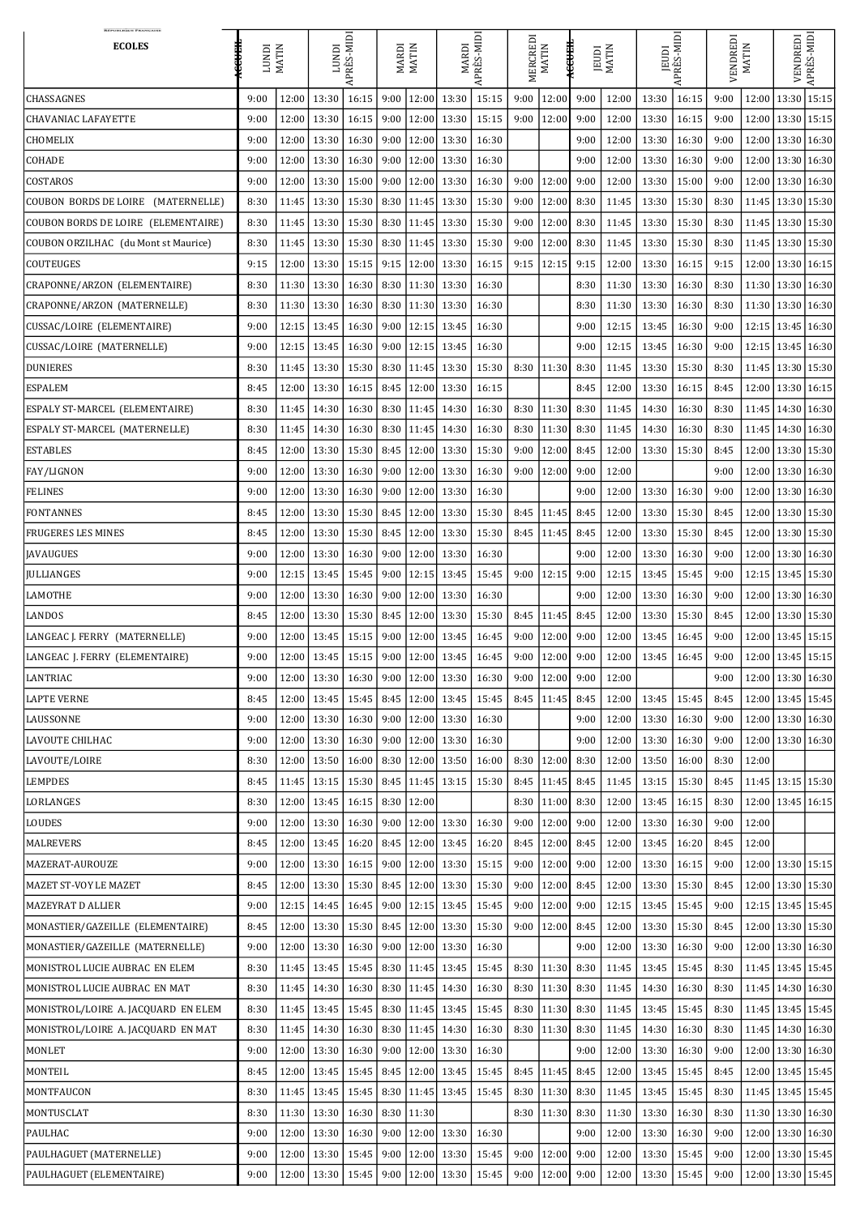République Française

| ECOLES | LUNDI MATIN | | LUNDI APRÈS-MIDI | | MARDI MATIN | | MARDI APRÈS-MIDI | | MERCREDI MATIN | | JEUDI MATIN | | JEUDI APRÈS-MIDI | | VENDREDI MATIN | | VENDREDI APRÈS-MIDI | |
|---|---|---|---|---|---|---|---|---|---|---|---|---|---|---|---|---|---|---|
| CHASSAGNES | 9:00 | 12:00 | 13:30 | 16:15 | 9:00 | 12:00 | 13:30 | 15:15 | 9:00 | 12:00 | 9:00 | 12:00 | 13:30 | 16:15 | 9:00 | 12:00 | 13:30 | 15:15 |
| CHAVANIAC LAFAYETTE | 9:00 | 12:00 | 13:30 | 16:15 | 9:00 | 12:00 | 13:30 | 15:15 | 9:00 | 12:00 | 9:00 | 12:00 | 13:30 | 16:15 | 9:00 | 12:00 | 13:30 | 15:15 |
| CHOMELIX | 9:00 | 12:00 | 13:30 | 16:30 | 9:00 | 12:00 | 13:30 | 16:30 | | | 9:00 | 12:00 | 13:30 | 16:30 | 9:00 | 12:00 | 13:30 | 16:30 |
| COHADE | 9:00 | 12:00 | 13:30 | 16:30 | 9:00 | 12:00 | 13:30 | 16:30 | | | 9:00 | 12:00 | 13:30 | 16:30 | 9:00 | 12:00 | 13:30 | 16:30 |
| COSTAROS | 9:00 | 12:00 | 13:30 | 15:00 | 9:00 | 12:00 | 13:30 | 16:30 | 9:00 | 12:00 | 9:00 | 12:00 | 13:30 | 15:00 | 9:00 | 12:00 | 13:30 | 16:30 |
| COUBON BORDS DE LOIRE (MATERNELLE) | 8:30 | 11:45 | 13:30 | 15:30 | 8:30 | 11:45 | 13:30 | 15:30 | 9:00 | 12:00 | 8:30 | 11:45 | 13:30 | 15:30 | 8:30 | 11:45 | 13:30 | 15:30 |
| COUBON BORDS DE LOIRE (ELEMENTAIRE) | 8:30 | 11:45 | 13:30 | 15:30 | 8:30 | 11:45 | 13:30 | 15:30 | 9:00 | 12:00 | 8:30 | 11:45 | 13:30 | 15:30 | 8:30 | 11:45 | 13:30 | 15:30 |
| COUBON ORZILHAC (du Mont st Maurice) | 8:30 | 11:45 | 13:30 | 15:30 | 8:30 | 11:45 | 13:30 | 15:30 | 9:00 | 12:00 | 8:30 | 11:45 | 13:30 | 15:30 | 8:30 | 11:45 | 13:30 | 15:30 |
| COUTEUGES | 9:15 | 12:00 | 13:30 | 15:15 | 9:15 | 12:00 | 13:30 | 16:15 | 9:15 | 12:15 | 9:15 | 12:00 | 13:30 | 16:15 | 9:15 | 12:00 | 13:30 | 16:15 |
| CRAPONNE/ARZON (ELEMENTAIRE) | 8:30 | 11:30 | 13:30 | 16:30 | 8:30 | 11:30 | 13:30 | 16:30 | | | 8:30 | 11:30 | 13:30 | 16:30 | 8:30 | 11:30 | 13:30 | 16:30 |
| CRAPONNE/ARZON (MATERNELLE) | 8:30 | 11:30 | 13:30 | 16:30 | 8:30 | 11:30 | 13:30 | 16:30 | | | 8:30 | 11:30 | 13:30 | 16:30 | 8:30 | 11:30 | 13:30 | 16:30 |
| CUSSAC/LOIRE (ELEMENTAIRE) | 9:00 | 12:15 | 13:45 | 16:30 | 9:00 | 12:15 | 13:45 | 16:30 | | | 9:00 | 12:15 | 13:45 | 16:30 | 9:00 | 12:15 | 13:45 | 16:30 |
| CUSSAC/LOIRE (MATERNELLE) | 9:00 | 12:15 | 13:45 | 16:30 | 9:00 | 12:15 | 13:45 | 16:30 | | | 9:00 | 12:15 | 13:45 | 16:30 | 9:00 | 12:15 | 13:45 | 16:30 |
| DUNIERES | 8:30 | 11:45 | 13:30 | 15:30 | 8:30 | 11:45 | 13:30 | 15:30 | 8:30 | 11:30 | 8:30 | 11:45 | 13:30 | 15:30 | 8:30 | 11:45 | 13:30 | 15:30 |
| ESPALEM | 8:45 | 12:00 | 13:30 | 16:15 | 8:45 | 12:00 | 13:30 | 16:15 | | | 8:45 | 12:00 | 13:30 | 16:15 | 8:45 | 12:00 | 13:30 | 16:15 |
| ESPALY ST-MARCEL (ELEMENTAIRE) | 8:30 | 11:45 | 14:30 | 16:30 | 8:30 | 11:45 | 14:30 | 16:30 | 8:30 | 11:30 | 8:30 | 11:45 | 14:30 | 16:30 | 8:30 | 11:45 | 14:30 | 16:30 |
| ESPALY ST-MARCEL (MATERNELLE) | 8:30 | 11:45 | 14:30 | 16:30 | 8:30 | 11:45 | 14:30 | 16:30 | 8:30 | 11:30 | 8:30 | 11:45 | 14:30 | 16:30 | 8:30 | 11:45 | 14:30 | 16:30 |
| ESTABLES | 8:45 | 12:00 | 13:30 | 15:30 | 8:45 | 12:00 | 13:30 | 15:30 | 9:00 | 12:00 | 8:45 | 12:00 | 13:30 | 15:30 | 8:45 | 12:00 | 13:30 | 15:30 |
| FAY/LIGNON | 9:00 | 12:00 | 13:30 | 16:30 | 9:00 | 12:00 | 13:30 | 16:30 | 9:00 | 12:00 | 9:00 | 12:00 | | | 9:00 | 12:00 | 13:30 | 16:30 |
| FELINES | 9:00 | 12:00 | 13:30 | 16:30 | 9:00 | 12:00 | 13:30 | 16:30 | | | 9:00 | 12:00 | 13:30 | 16:30 | 9:00 | 12:00 | 13:30 | 16:30 |
| FONTANNES | 8:45 | 12:00 | 13:30 | 15:30 | 8:45 | 12:00 | 13:30 | 15:30 | 8:45 | 11:45 | 8:45 | 12:00 | 13:30 | 15:30 | 8:45 | 12:00 | 13:30 | 15:30 |
| FRUGERES LES MINES | 8:45 | 12:00 | 13:30 | 15:30 | 8:45 | 12:00 | 13:30 | 15:30 | 8:45 | 11:45 | 8:45 | 12:00 | 13:30 | 15:30 | 8:45 | 12:00 | 13:30 | 15:30 |
| JAVAUGUES | 9:00 | 12:00 | 13:30 | 16:30 | 9:00 | 12:00 | 13:30 | 16:30 | | | 9:00 | 12:00 | 13:30 | 16:30 | 9:00 | 12:00 | 13:30 | 16:30 |
| JULLIANGES | 9:00 | 12:15 | 13:45 | 15:45 | 9:00 | 12:15 | 13:45 | 15:45 | 9:00 | 12:15 | 9:00 | 12:15 | 13:45 | 15:45 | 9:00 | 12:15 | 13:45 | 15:30 |
| LAMOTHE | 9:00 | 12:00 | 13:30 | 16:30 | 9:00 | 12:00 | 13:30 | 16:30 | | | 9:00 | 12:00 | 13:30 | 16:30 | 9:00 | 12:00 | 13:30 | 16:30 |
| LANDOS | 8:45 | 12:00 | 13:30 | 15:30 | 8:45 | 12:00 | 13:30 | 15:30 | 8:45 | 11:45 | 8:45 | 12:00 | 13:30 | 15:30 | 8:45 | 12:00 | 13:30 | 15:30 |
| LANGEAC J. FERRY (MATERNELLE) | 9:00 | 12:00 | 13:45 | 15:15 | 9:00 | 12:00 | 13:45 | 16:45 | 9:00 | 12:00 | 9:00 | 12:00 | 13:45 | 16:45 | 9:00 | 12:00 | 13:45 | 15:15 |
| LANGEAC J. FERRY (ELEMENTAIRE) | 9:00 | 12:00 | 13:45 | 15:15 | 9:00 | 12:00 | 13:45 | 16:45 | 9:00 | 12:00 | 9:00 | 12:00 | 13:45 | 16:45 | 9:00 | 12:00 | 13:45 | 15:15 |
| LANTRIAC | 9:00 | 12:00 | 13:30 | 16:30 | 9:00 | 12:00 | 13:30 | 16:30 | 9:00 | 12:00 | 9:00 | 12:00 | | | 9:00 | 12:00 | 13:30 | 16:30 |
| LAPTE VERNE | 8:45 | 12:00 | 13:45 | 15:45 | 8:45 | 12:00 | 13:45 | 15:45 | 8:45 | 11:45 | 8:45 | 12:00 | 13:45 | 15:45 | 8:45 | 12:00 | 13:45 | 15:45 |
| LAUSSONNE | 9:00 | 12:00 | 13:30 | 16:30 | 9:00 | 12:00 | 13:30 | 16:30 | | | 9:00 | 12:00 | 13:30 | 16:30 | 9:00 | 12:00 | 13:30 | 16:30 |
| LAVOUTE CHILHAC | 9:00 | 12:00 | 13:30 | 16:30 | 9:00 | 12:00 | 13:30 | 16:30 | | | 9:00 | 12:00 | 13:30 | 16:30 | 9:00 | 12:00 | 13:30 | 16:30 |
| LAVOUTE/LOIRE | 8:30 | 12:00 | 13:50 | 16:00 | 8:30 | 12:00 | 13:50 | 16:00 | 8:30 | 12:00 | 8:30 | 12:00 | 13:50 | 16:00 | 8:30 | 12:00 | | |
| LEMPDES | 8:45 | 11:45 | 13:15 | 15:30 | 8:45 | 11:45 | 13:15 | 15:30 | 8:45 | 11:45 | 8:45 | 11:45 | 13:15 | 15:30 | 8:45 | 11:45 | 13:15 | 15:30 |
| LORLANGES | 8:30 | 12:00 | 13:45 | 16:15 | 8:30 | 12:00 | | | 8:30 | 11:00 | 8:30 | 12:00 | 13:45 | 16:15 | 8:30 | 12:00 | 13:45 | 16:15 |
| LOUDES | 9:00 | 12:00 | 13:30 | 16:30 | 9:00 | 12:00 | 13:30 | 16:30 | 9:00 | 12:00 | 9:00 | 12:00 | 13:30 | 16:30 | 9:00 | 12:00 | | |
| MALREVERS | 8:45 | 12:00 | 13:45 | 16:20 | 8:45 | 12:00 | 13:45 | 16:20 | 8:45 | 12:00 | 8:45 | 12:00 | 13:45 | 16:20 | 8:45 | 12:00 | | |
| MAZERAT-AUROUZE | 9:00 | 12:00 | 13:30 | 16:15 | 9:00 | 12:00 | 13:30 | 15:15 | 9:00 | 12:00 | 9:00 | 12:00 | 13:30 | 16:15 | 9:00 | 12:00 | 13:30 | 15:15 |
| MAZET ST-VOY LE MAZET | 8:45 | 12:00 | 13:30 | 15:30 | 8:45 | 12:00 | 13:30 | 15:30 | 9:00 | 12:00 | 8:45 | 12:00 | 13:30 | 15:30 | 8:45 | 12:00 | 13:30 | 15:30 |
| MAZEYRAT D ALLIER | 9:00 | 12:15 | 14:45 | 16:45 | 9:00 | 12:15 | 13:45 | 15:45 | 9:00 | 12:00 | 9:00 | 12:15 | 13:45 | 15:45 | 9:00 | 12:15 | 13:45 | 15:45 |
| MONASTIER/GAZEILLE (ELEMENTAIRE) | 8:45 | 12:00 | 13:30 | 15:30 | 8:45 | 12:00 | 13:30 | 15:30 | 9:00 | 12:00 | 8:45 | 12:00 | 13:30 | 15:30 | 8:45 | 12:00 | 13:30 | 15:30 |
| MONASTIER/GAZEILLE (MATERNELLE) | 9:00 | 12:00 | 13:30 | 16:30 | 9:00 | 12:00 | 13:30 | 16:30 | | | 9:00 | 12:00 | 13:30 | 16:30 | 9:00 | 12:00 | 13:30 | 16:30 |
| MONISTROL LUCIE AUBRAC EN ELEM | 8:30 | 11:45 | 13:45 | 15:45 | 8:30 | 11:45 | 13:45 | 15:45 | 8:30 | 11:30 | 8:30 | 11:45 | 13:45 | 15:45 | 8:30 | 11:45 | 13:45 | 15:45 |
| MONISTROL LUCIE AUBRAC EN MAT | 8:30 | 11:45 | 14:30 | 16:30 | 8:30 | 11:45 | 14:30 | 16:30 | 8:30 | 11:30 | 8:30 | 11:45 | 14:30 | 16:30 | 8:30 | 11:45 | 14:30 | 16:30 |
| MONISTROL/LOIRE A. JACQUARD EN ELEM | 8:30 | 11:45 | 13:45 | 15:45 | 8:30 | 11:45 | 13:45 | 15:45 | 8:30 | 11:30 | 8:30 | 11:45 | 13:45 | 15:45 | 8:30 | 11:45 | 13:45 | 15:45 |
| MONISTROL/LOIRE A. JACQUARD EN MAT | 8:30 | 11:45 | 14:30 | 16:30 | 8:30 | 11:45 | 14:30 | 16:30 | 8:30 | 11:30 | 8:30 | 11:45 | 14:30 | 16:30 | 8:30 | 11:45 | 14:30 | 16:30 |
| MONLET | 9:00 | 12:00 | 13:30 | 16:30 | 9:00 | 12:00 | 13:30 | 16:30 | | | 9:00 | 12:00 | 13:30 | 16:30 | 9:00 | 12:00 | 13:30 | 16:30 |
| MONTEIL | 8:45 | 12:00 | 13:45 | 15:45 | 8:45 | 12:00 | 13:45 | 15:45 | 8:45 | 11:45 | 8:45 | 12:00 | 13:45 | 15:45 | 8:45 | 12:00 | 13:45 | 15:45 |
| MONTFAUCON | 8:30 | 11:45 | 13:45 | 15:45 | 8:30 | 11:45 | 13:45 | 15:45 | 8:30 | 11:30 | 8:30 | 11:45 | 13:45 | 15:45 | 8:30 | 11:45 | 13:45 | 15:45 |
| MONTUSCLAT | 8:30 | 11:30 | 13:30 | 16:30 | 8:30 | 11:30 | | | 8:30 | 11:30 | 8:30 | 11:30 | 13:30 | 16:30 | 8:30 | 11:30 | 13:30 | 16:30 |
| PAULHAC | 9:00 | 12:00 | 13:30 | 16:30 | 9:00 | 12:00 | 13:30 | 16:30 | | | 9:00 | 12:00 | 13:30 | 16:30 | 9:00 | 12:00 | 13:30 | 16:30 |
| PAULHAGUET (MATERNELLE) | 9:00 | 12:00 | 13:30 | 15:45 | 9:00 | 12:00 | 13:30 | 15:45 | 9:00 | 12:00 | 9:00 | 12:00 | 13:30 | 15:45 | 9:00 | 12:00 | 13:30 | 15:45 |
| PAULHAGUET (ELEMENTAIRE) | 9:00 | 12:00 | 13:30 | 15:45 | 9:00 | 12:00 | 13:30 | 15:45 | 9:00 | 12:00 | 9:00 | 12:00 | 13:30 | 15:45 | 9:00 | 12:00 | 13:30 | 15:45 |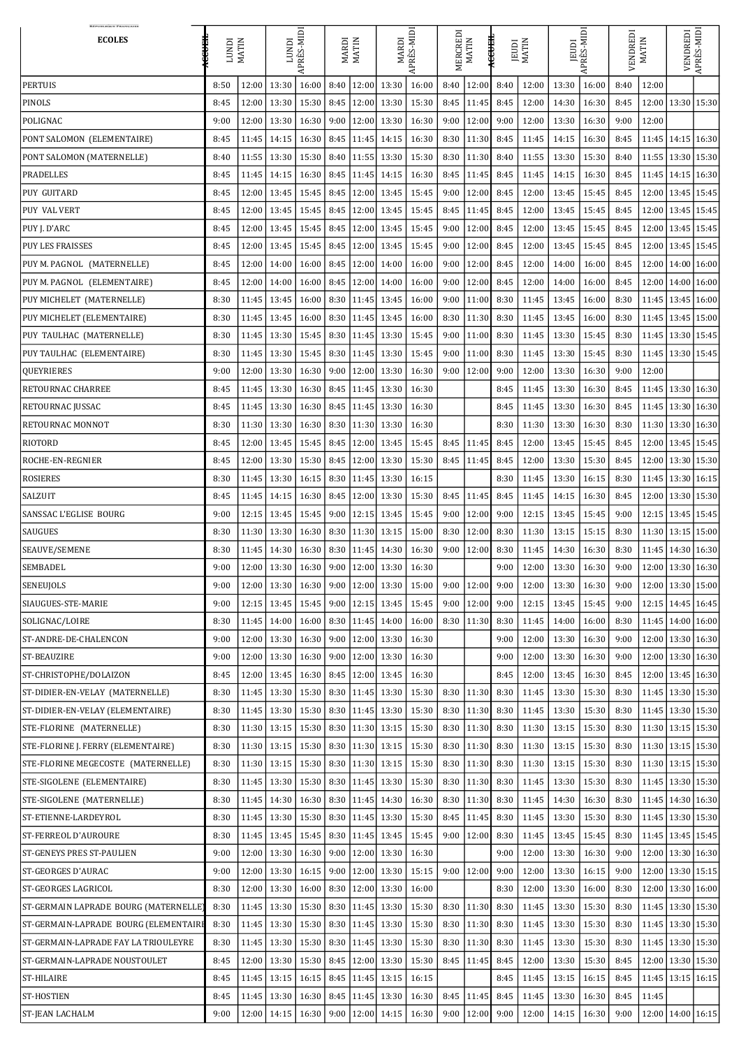| ECOLES | LUNDI MATIN | | LUNDI APRÈS-MIDI | | MARDI MATIN | | MARDI APRÈS-MIDI | | MERCREDI MATIN | | JEUDI MATIN | | JEUDI APRÈS-MIDI | | VENDREDI MATIN | | VENDREDI APRÈS-MIDI | |
|---|---|---|---|---|---|---|---|---|---|---|---|---|---|---|---|---|---|---|
| PERTUIS | 8:50 | 12:00 | 13:30 | 16:00 | 8:40 | 12:00 | 13:30 | 16:00 | 8:40 | 12:00 | 8:40 | 12:00 | 13:30 | 16:00 | 8:40 | 12:00 | | |
| PINOLS | 8:45 | 12:00 | 13:30 | 15:30 | 8:45 | 12:00 | 13:30 | 15:30 | 8:45 | 11:45 | 8:45 | 12:00 | 14:30 | 16:30 | 8:45 | 12:00 | 13:30 | 15:30 |
| POLIGNAC | 9:00 | 12:00 | 13:30 | 16:30 | 9:00 | 12:00 | 13:30 | 16:30 | 9:00 | 12:00 | 9:00 | 12:00 | 13:30 | 16:30 | 9:00 | 12:00 | | |
| PONT SALOMON (ELEMENTAIRE) | 8:45 | 11:45 | 14:15 | 16:30 | 8:45 | 11:45 | 14:15 | 16:30 | 8:30 | 11:30 | 8:45 | 11:45 | 14:15 | 16:30 | 8:45 | 11:45 | 14:15 | 16:30 |
| PONT SALOMON (MATERNELLE) | 8:40 | 11:55 | 13:30 | 15:30 | 8:40 | 11:55 | 13:30 | 15:30 | 8:30 | 11:30 | 8:40 | 11:55 | 13:30 | 15:30 | 8:40 | 11:55 | 13:30 | 15:30 |
| PRADELLES | 8:45 | 11:45 | 14:15 | 16:30 | 8:45 | 11:45 | 14:15 | 16:30 | 8:45 | 11:45 | 8:45 | 11:45 | 14:15 | 16:30 | 8:45 | 11:45 | 14:15 | 16:30 |
| PUY GUITARD | 8:45 | 12:00 | 13:45 | 15:45 | 8:45 | 12:00 | 13:45 | 15:45 | 9:00 | 12:00 | 8:45 | 12:00 | 13:45 | 15:45 | 8:45 | 12:00 | 13:45 | 15:45 |
| PUY VAL VERT | 8:45 | 12:00 | 13:45 | 15:45 | 8:45 | 12:00 | 13:45 | 15:45 | 8:45 | 11:45 | 8:45 | 12:00 | 13:45 | 15:45 | 8:45 | 12:00 | 13:45 | 15:45 |
| PUY J. D'ARC | 8:45 | 12:00 | 13:45 | 15:45 | 8:45 | 12:00 | 13:45 | 15:45 | 9:00 | 12:00 | 8:45 | 12:00 | 13:45 | 15:45 | 8:45 | 12:00 | 13:45 | 15:45 |
| PUY LES FRAISSES | 8:45 | 12:00 | 13:45 | 15:45 | 8:45 | 12:00 | 13:45 | 15:45 | 9:00 | 12:00 | 8:45 | 12:00 | 13:45 | 15:45 | 8:45 | 12:00 | 13:45 | 15:45 |
| PUY M. PAGNOL (MATERNELLE) | 8:45 | 12:00 | 14:00 | 16:00 | 8:45 | 12:00 | 14:00 | 16:00 | 9:00 | 12:00 | 8:45 | 12:00 | 14:00 | 16:00 | 8:45 | 12:00 | 14:00 | 16:00 |
| PUY M. PAGNOL (ELEMENTAIRE) | 8:45 | 12:00 | 14:00 | 16:00 | 8:45 | 12:00 | 14:00 | 16:00 | 9:00 | 12:00 | 8:45 | 12:00 | 14:00 | 16:00 | 8:45 | 12:00 | 14:00 | 16:00 |
| PUY MICHELET (MATERNELLE) | 8:30 | 11:45 | 13:45 | 16:00 | 8:30 | 11:45 | 13:45 | 16:00 | 9:00 | 11:00 | 8:30 | 11:45 | 13:45 | 16:00 | 8:30 | 11:45 | 13:45 | 16:00 |
| PUY MICHELET (ELEMENTAIRE) | 8:30 | 11:45 | 13:45 | 16:00 | 8:30 | 11:45 | 13:45 | 16:00 | 8:30 | 11:30 | 8:30 | 11:45 | 13:45 | 16:00 | 8:30 | 11:45 | 13:45 | 15:00 |
| PUY TAULHAC (MATERNELLE) | 8:30 | 11:45 | 13:30 | 15:45 | 8:30 | 11:45 | 13:30 | 15:45 | 9:00 | 11:00 | 8:30 | 11:45 | 13:30 | 15:45 | 8:30 | 11:45 | 13:30 | 15:45 |
| PUY TAULHAC (ELEMENTAIRE) | 8:30 | 11:45 | 13:30 | 15:45 | 8:30 | 11:45 | 13:30 | 15:45 | 9:00 | 11:00 | 8:30 | 11:45 | 13:30 | 15:45 | 8:30 | 11:45 | 13:30 | 15:45 |
| QUEYRIERES | 9:00 | 12:00 | 13:30 | 16:30 | 9:00 | 12:00 | 13:30 | 16:30 | 9:00 | 12:00 | 9:00 | 12:00 | 13:30 | 16:30 | 9:00 | 12:00 | | |
| RETOURNAC CHARREE | 8:45 | 11:45 | 13:30 | 16:30 | 8:45 | 11:45 | 13:30 | 16:30 | | | 8:45 | 11:45 | 13:30 | 16:30 | 8:45 | 11:45 | 13:30 | 16:30 |
| RETOURNAC JUSSAC | 8:45 | 11:45 | 13:30 | 16:30 | 8:45 | 11:45 | 13:30 | 16:30 | | | 8:45 | 11:45 | 13:30 | 16:30 | 8:45 | 11:45 | 13:30 | 16:30 |
| RETOURNAC MONNOT | 8:30 | 11:30 | 13:30 | 16:30 | 8:30 | 11:30 | 13:30 | 16:30 | | | 8:30 | 11:30 | 13:30 | 16:30 | 8:30 | 11:30 | 13:30 | 16:30 |
| RIOTORD | 8:45 | 12:00 | 13:45 | 15:45 | 8:45 | 12:00 | 13:45 | 15:45 | 8:45 | 11:45 | 8:45 | 12:00 | 13:45 | 15:45 | 8:45 | 12:00 | 13:45 | 15:45 |
| ROCHE-EN-REGNIER | 8:45 | 12:00 | 13:30 | 15:30 | 8:45 | 12:00 | 13:30 | 15:30 | 8:45 | 11:45 | 8:45 | 12:00 | 13:30 | 15:30 | 8:45 | 12:00 | 13:30 | 15:30 |
| ROSIERES | 8:30 | 11:45 | 13:30 | 16:15 | 8:30 | 11:45 | 13:30 | 16:15 | | | 8:30 | 11:45 | 13:30 | 16:15 | 8:30 | 11:45 | 13:30 | 16:15 |
| SALZUIT | 8:45 | 11:45 | 14:15 | 16:30 | 8:45 | 12:00 | 13:30 | 15:30 | 8:45 | 11:45 | 8:45 | 11:45 | 14:15 | 16:30 | 8:45 | 12:00 | 13:30 | 15:30 |
| SANSSAC L'EGLISE BOURG | 9:00 | 12:15 | 13:45 | 15:45 | 9:00 | 12:15 | 13:45 | 15:45 | 9:00 | 12:00 | 9:00 | 12:15 | 13:45 | 15:45 | 9:00 | 12:15 | 13:45 | 15:45 |
| SAUGUES | 8:30 | 11:30 | 13:30 | 16:30 | 8:30 | 11:30 | 13:15 | 15:00 | 8:30 | 12:00 | 8:30 | 11:30 | 13:15 | 15:15 | 8:30 | 11:30 | 13:15 | 15:00 |
| SEAUVE/SEMENE | 8:30 | 11:45 | 14:30 | 16:30 | 8:30 | 11:45 | 14:30 | 16:30 | 9:00 | 12:00 | 8:30 | 11:45 | 14:30 | 16:30 | 8:30 | 11:45 | 14:30 | 16:30 |
| SEMBADEL | 9:00 | 12:00 | 13:30 | 16:30 | 9:00 | 12:00 | 13:30 | 16:30 | | | 9:00 | 12:00 | 13:30 | 16:30 | 9:00 | 12:00 | 13:30 | 16:30 |
| SENEUJOLS | 9:00 | 12:00 | 13:30 | 16:30 | 9:00 | 12:00 | 13:30 | 15:00 | 9:00 | 12:00 | 9:00 | 12:00 | 13:30 | 16:30 | 9:00 | 12:00 | 13:30 | 15:00 |
| SIAUGUES-STE-MARIE | 9:00 | 12:15 | 13:45 | 15:45 | 9:00 | 12:15 | 13:45 | 15:45 | 9:00 | 12:00 | 9:00 | 12:15 | 13:45 | 15:45 | 9:00 | 12:15 | 14:45 | 16:45 |
| SOLIGNAC/LOIRE | 8:30 | 11:45 | 14:00 | 16:00 | 8:30 | 11:45 | 14:00 | 16:00 | 8:30 | 11:30 | 8:30 | 11:45 | 14:00 | 16:00 | 8:30 | 11:45 | 14:00 | 16:00 |
| ST-ANDRE-DE-CHALENCON | 9:00 | 12:00 | 13:30 | 16:30 | 9:00 | 12:00 | 13:30 | 16:30 | | | 9:00 | 12:00 | 13:30 | 16:30 | 9:00 | 12:00 | 13:30 | 16:30 |
| ST-BEAUZIRE | 9:00 | 12:00 | 13:30 | 16:30 | 9:00 | 12:00 | 13:30 | 16:30 | | | 9:00 | 12:00 | 13:30 | 16:30 | 9:00 | 12:00 | 13:30 | 16:30 |
| ST-CHRISTOPHE/DOLAIZON | 8:45 | 12:00 | 13:45 | 16:30 | 8:45 | 12:00 | 13:45 | 16:30 | | | 8:45 | 12:00 | 13:45 | 16:30 | 8:45 | 12:00 | 13:45 | 16:30 |
| ST-DIDIER-EN-VELAY (MATERNELLE) | 8:30 | 11:45 | 13:30 | 15:30 | 8:30 | 11:45 | 13:30 | 15:30 | 8:30 | 11:30 | 8:30 | 11:45 | 13:30 | 15:30 | 8:30 | 11:45 | 13:30 | 15:30 |
| ST-DIDIER-EN-VELAY (ELEMENTAIRE) | 8:30 | 11:45 | 13:30 | 15:30 | 8:30 | 11:45 | 13:30 | 15:30 | 8:30 | 11:30 | 8:30 | 11:45 | 13:30 | 15:30 | 8:30 | 11:45 | 13:30 | 15:30 |
| STE-FLORINE (MATERNELLE) | 8:30 | 11:30 | 13:15 | 15:30 | 8:30 | 11:30 | 13:15 | 15:30 | 8:30 | 11:30 | 8:30 | 11:30 | 13:15 | 15:30 | 8:30 | 11:30 | 13:15 | 15:30 |
| STE-FLORINE J. FERRY (ELEMENTAIRE) | 8:30 | 11:30 | 13:15 | 15:30 | 8:30 | 11:30 | 13:15 | 15:30 | 8:30 | 11:30 | 8:30 | 11:30 | 13:15 | 15:30 | 8:30 | 11:30 | 13:15 | 15:30 |
| STE-FLORINE MEGECOSTE (MATERNELLE) | 8:30 | 11:30 | 13:15 | 15:30 | 8:30 | 11:30 | 13:15 | 15:30 | 8:30 | 11:30 | 8:30 | 11:30 | 13:15 | 15:30 | 8:30 | 11:30 | 13:15 | 15:30 |
| STE-SIGOLENE (ELEMENTAIRE) | 8:30 | 11:45 | 13:30 | 15:30 | 8:30 | 11:45 | 13:30 | 15:30 | 8:30 | 11:30 | 8:30 | 11:45 | 13:30 | 15:30 | 8:30 | 11:45 | 13:30 | 15:30 |
| STE-SIGOLENE (MATERNELLE) | 8:30 | 11:45 | 14:30 | 16:30 | 8:30 | 11:45 | 14:30 | 16:30 | 8:30 | 11:30 | 8:30 | 11:45 | 14:30 | 16:30 | 8:30 | 11:45 | 14:30 | 16:30 |
| ST-ETIENNE-LARDEYROL | 8:30 | 11:45 | 13:30 | 15:30 | 8:30 | 11:45 | 13:30 | 15:30 | 8:45 | 11:45 | 8:30 | 11:45 | 13:30 | 15:30 | 8:30 | 11:45 | 13:30 | 15:30 |
| ST-FERREOL D'AUROURE | 8:30 | 11:45 | 13:45 | 15:45 | 8:30 | 11:45 | 13:45 | 15:45 | 9:00 | 12:00 | 8:30 | 11:45 | 13:45 | 15:45 | 8:30 | 11:45 | 13:45 | 15:45 |
| ST-GENEYS PRES ST-PAULIEN | 9:00 | 12:00 | 13:30 | 16:30 | 9:00 | 12:00 | 13:30 | 16:30 | | | 9:00 | 12:00 | 13:30 | 16:30 | 9:00 | 12:00 | 13:30 | 16:30 |
| ST-GEORGES D'AURAC | 9:00 | 12:00 | 13:30 | 16:15 | 9:00 | 12:00 | 13:30 | 15:15 | 9:00 | 12:00 | 9:00 | 12:00 | 13:30 | 16:15 | 9:00 | 12:00 | 13:30 | 15:15 |
| ST-GEORGES LAGRICOL | 8:30 | 12:00 | 13:30 | 16:00 | 8:30 | 12:00 | 13:30 | 16:00 | | | 8:30 | 12:00 | 13:30 | 16:00 | 8:30 | 12:00 | 13:30 | 16:00 |
| ST-GERMAIN LAPRADE BOURG (MATERNELLE) | 8:30 | 11:45 | 13:30 | 15:30 | 8:30 | 11:45 | 13:30 | 15:30 | 8:30 | 11:30 | 8:30 | 11:45 | 13:30 | 15:30 | 8:30 | 11:45 | 13:30 | 15:30 |
| ST-GERMAIN-LAPRADE BOURG (ELEMENTAIRE) | 8:30 | 11:45 | 13:30 | 15:30 | 8:30 | 11:45 | 13:30 | 15:30 | 8:30 | 11:30 | 8:30 | 11:45 | 13:30 | 15:30 | 8:30 | 11:45 | 13:30 | 15:30 |
| ST-GERMAIN-LAPRADE FAY LA TRIOULEYRE | 8:30 | 11:45 | 13:30 | 15:30 | 8:30 | 11:45 | 13:30 | 15:30 | 8:30 | 11:30 | 8:30 | 11:45 | 13:30 | 15:30 | 8:30 | 11:45 | 13:30 | 15:30 |
| ST-GERMAIN-LAPRADE NOUSTOULET | 8:45 | 12:00 | 13:30 | 15:30 | 8:45 | 12:00 | 13:30 | 15:30 | 8:45 | 11:45 | 8:45 | 12:00 | 13:30 | 15:30 | 8:45 | 12:00 | 13:30 | 15:30 |
| ST-HILAIRE | 8:45 | 11:45 | 13:15 | 16:15 | 8:45 | 11:45 | 13:15 | 16:15 | | | 8:45 | 11:45 | 13:15 | 16:15 | 8:45 | 11:45 | 13:15 | 16:15 |
| ST-HOSTIEN | 8:45 | 11:45 | 13:30 | 16:30 | 8:45 | 11:45 | 13:30 | 16:30 | 8:45 | 11:45 | 8:45 | 11:45 | 13:30 | 16:30 | 8:45 | 11:45 | | |
| ST-JEAN LACHALM | 9:00 | 12:00 | 14:15 | 16:30 | 9:00 | 12:00 | 14:15 | 16:30 | 9:00 | 12:00 | 9:00 | 12:00 | 14:15 | 16:30 | 9:00 | 12:00 | 14:00 | 16:15 |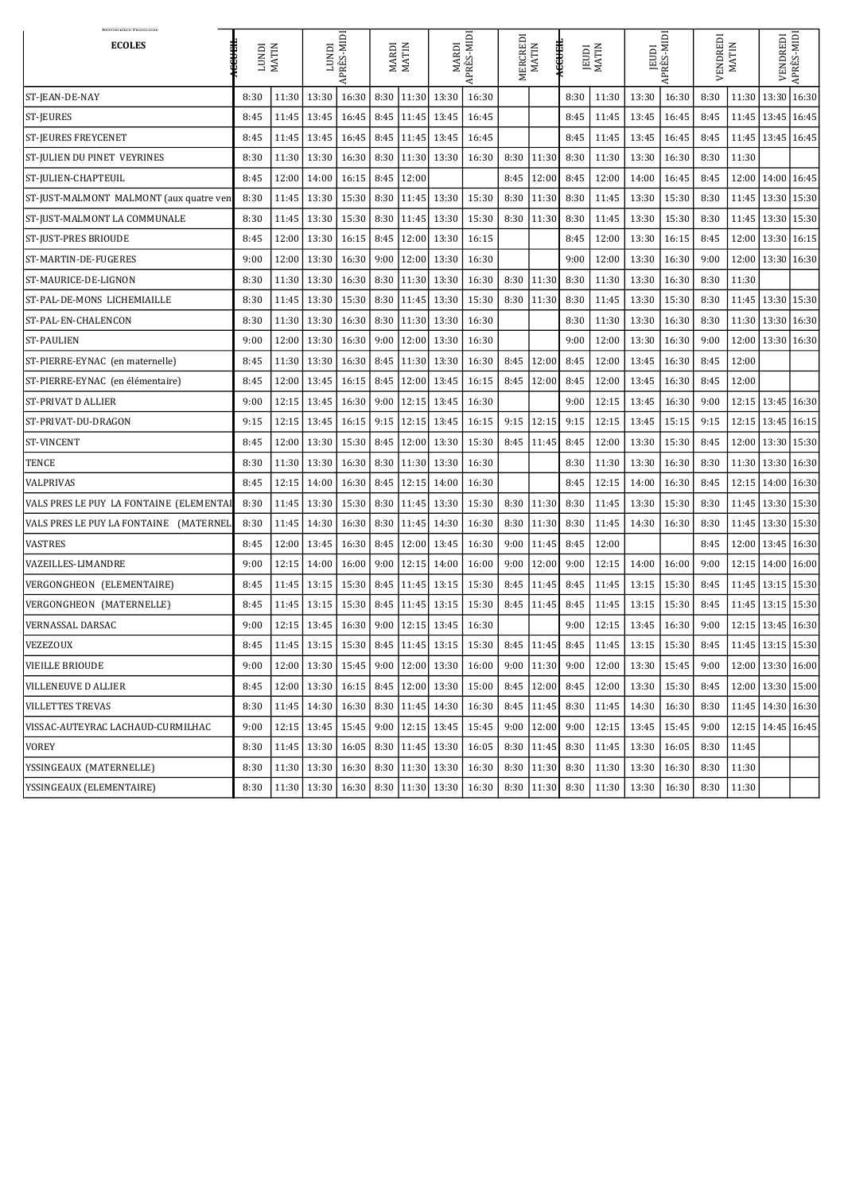République Française

| ECOLES | LUNDI MATIN | | LUNDI APRÈS-MIDI | | MARDI MATIN | | MARDI APRÈS-MIDI | | MERCREDI MATIN | | JEUDI MATIN | | JEUDI APRÈS-MIDI | | VENDREDI MATIN | | VENDREDI APRÈS-MIDI | |
|---|---|---|---|---|---|---|---|---|---|---|---|---|---|---|---|---|---|---|
| ST-JEAN-DE-NAY | 8:30 | 11:30 | 13:30 | 16:30 | 8:30 | 11:30 | 13:30 | 16:30 | | | 8:30 | 11:30 | 13:30 | 16:30 | 8:30 | 11:30 | 13:30 | 16:30 |
| ST-JEURES | 8:45 | 11:45 | 13:45 | 16:45 | 8:45 | 11:45 | 13:45 | 16:45 | | | 8:45 | 11:45 | 13:45 | 16:45 | 8:45 | 11:45 | 13:45 | 16:45 |
| ST-JEURES FREYCENET | 8:45 | 11:45 | 13:45 | 16:45 | 8:45 | 11:45 | 13:45 | 16:45 | | | 8:45 | 11:45 | 13:45 | 16:45 | 8:45 | 11:45 | 13:45 | 16:45 |
| ST-JULIEN DU PINET VEYRINES | 8:30 | 11:30 | 13:30 | 16:30 | 8:30 | 11:30 | 13:30 | 16:30 | 8:30 | 11:30 | 8:30 | 11:30 | 13:30 | 16:30 | 8:30 | 11:30 | | |
| ST-JULIEN-CHAPTEUIL | 8:45 | 12:00 | 14:00 | 16:15 | 8:45 | 12:00 | | | 8:45 | 12:00 | 8:45 | 12:00 | 14:00 | 16:45 | 8:45 | 12:00 | 14:00 | 16:45 |
| ST-JUST-MALMONT MALMONT (aux quatre ven | 8:30 | 11:45 | 13:30 | 15:30 | 8:30 | 11:45 | 13:30 | 15:30 | 8:30 | 11:30 | 8:30 | 11:45 | 13:30 | 15:30 | 8:30 | 11:45 | 13:30 | 15:30 |
| ST-JUST-MALMONT LA COMMUNALE | 8:30 | 11:45 | 13:30 | 15:30 | 8:30 | 11:45 | 13:30 | 15:30 | 8:30 | 11:30 | 8:30 | 11:45 | 13:30 | 15:30 | 8:30 | 11:45 | 13:30 | 15:30 |
| ST-JUST-PRES BRIOUDE | 8:45 | 12:00 | 13:30 | 16:15 | 8:45 | 12:00 | 13:30 | 16:15 | | | 8:45 | 12:00 | 13:30 | 16:15 | 8:45 | 12:00 | 13:30 | 16:15 |
| ST-MARTIN-DE-FUGERES | 9:00 | 12:00 | 13:30 | 16:30 | 9:00 | 12:00 | 13:30 | 16:30 | | | 9:00 | 12:00 | 13:30 | 16:30 | 9:00 | 12:00 | 13:30 | 16:30 |
| ST-MAURICE-DE-LIGNON | 8:30 | 11:30 | 13:30 | 16:30 | 8:30 | 11:30 | 13:30 | 16:30 | 8:30 | 11:30 | 8:30 | 11:30 | 13:30 | 16:30 | 8:30 | 11:30 | | |
| ST-PAL-DE-MONS LICHEMIAILLE | 8:30 | 11:45 | 13:30 | 15:30 | 8:30 | 11:45 | 13:30 | 15:30 | 8:30 | 11:30 | 8:30 | 11:45 | 13:30 | 15:30 | 8:30 | 11:45 | 13:30 | 15:30 |
| ST-PAL-EN-CHALENCON | 8:30 | 11:30 | 13:30 | 16:30 | 8:30 | 11:30 | 13:30 | 16:30 | | | 8:30 | 11:30 | 13:30 | 16:30 | 8:30 | 11:30 | 13:30 | 16:30 |
| ST-PAULIEN | 9:00 | 12:00 | 13:30 | 16:30 | 9:00 | 12:00 | 13:30 | 16:30 | | | 9:00 | 12:00 | 13:30 | 16:30 | 9:00 | 12:00 | 13:30 | 16:30 |
| ST-PIERRE-EYNAC (en maternelle) | 8:45 | 11:30 | 13:30 | 16:30 | 8:45 | 11:30 | 13:30 | 16:30 | 8:45 | 12:00 | 8:45 | 12:00 | 13:45 | 16:30 | 8:45 | 12:00 | | |
| ST-PIERRE-EYNAC (en élémentaire) | 8:45 | 12:00 | 13:45 | 16:15 | 8:45 | 12:00 | 13:45 | 16:15 | 8:45 | 12:00 | 8:45 | 12:00 | 13:45 | 16:30 | 8:45 | 12:00 | | |
| ST-PRIVAT D ALLIER | 9:00 | 12:15 | 13:45 | 16:30 | 9:00 | 12:15 | 13:45 | 16:30 | | | 9:00 | 12:15 | 13:45 | 16:30 | 9:00 | 12:15 | 13:45 | 16:30 |
| ST-PRIVAT-DU-DRAGON | 9:15 | 12:15 | 13:45 | 16:15 | 9:15 | 12:15 | 13:45 | 16:15 | 9:15 | 12:15 | 9:15 | 12:15 | 13:45 | 15:15 | 9:15 | 12:15 | 13:45 | 16:15 |
| ST-VINCENT | 8:45 | 12:00 | 13:30 | 15:30 | 8:45 | 12:00 | 13:30 | 15:30 | 8:45 | 11:45 | 8:45 | 12:00 | 13:30 | 15:30 | 8:45 | 12:00 | 13:30 | 15:30 |
| TENCE | 8:30 | 11:30 | 13:30 | 16:30 | 8:30 | 11:30 | 13:30 | 16:30 | | | 8:30 | 11:30 | 13:30 | 16:30 | 8:30 | 11:30 | 13:30 | 16:30 |
| VALPRIVAS | 8:45 | 12:15 | 14:00 | 16:30 | 8:45 | 12:15 | 14:00 | 16:30 | | | 8:45 | 12:15 | 14:00 | 16:30 | 8:45 | 12:15 | 14:00 | 16:30 |
| VALS PRES LE PUY LA FONTAINE (ELEMENTAI | 8:30 | 11:45 | 13:30 | 15:30 | 8:30 | 11:45 | 13:30 | 15:30 | 8:30 | 11:30 | 8:30 | 11:45 | 13:30 | 15:30 | 8:30 | 11:45 | 13:30 | 15:30 |
| VALS PRES LE PUY LA FONTAINE (MATERNEL | 8:30 | 11:45 | 14:30 | 16:30 | 8:30 | 11:45 | 14:30 | 16:30 | 8:30 | 11:30 | 8:30 | 11:45 | 14:30 | 16:30 | 8:30 | 11:45 | 13:30 | 15:30 |
| VASTRES | 8:45 | 12:00 | 13:45 | 16:30 | 8:45 | 12:00 | 13:45 | 16:30 | 9:00 | 11:45 | 8:45 | 12:00 | | | 8:45 | 12:00 | 13:45 | 16:30 |
| VAZEILLES-LIMANDRE | 9:00 | 12:15 | 14:00 | 16:00 | 9:00 | 12:15 | 14:00 | 16:00 | 9:00 | 12:00 | 9:00 | 12:15 | 14:00 | 16:00 | 9:00 | 12:15 | 14:00 | 16:00 |
| VERGONGHEON (ELEMENTAIRE) | 8:45 | 11:45 | 13:15 | 15:30 | 8:45 | 11:45 | 13:15 | 15:30 | 8:45 | 11:45 | 8:45 | 11:45 | 13:15 | 15:30 | 8:45 | 11:45 | 13:15 | 15:30 |
| VERGONGHEON (MATERNELLE) | 8:45 | 11:45 | 13:15 | 15:30 | 8:45 | 11:45 | 13:15 | 15:30 | 8:45 | 11:45 | 8:45 | 11:45 | 13:15 | 15:30 | 8:45 | 11:45 | 13:15 | 15:30 |
| VERNASSAL DARSAC | 9:00 | 12:15 | 13:45 | 16:30 | 9:00 | 12:15 | 13:45 | 16:30 | | | 9:00 | 12:15 | 13:45 | 16:30 | 9:00 | 12:15 | 13:45 | 16:30 |
| VEZEZOUX | 8:45 | 11:45 | 13:15 | 15:30 | 8:45 | 11:45 | 13:15 | 15:30 | 8:45 | 11:45 | 8:45 | 11:45 | 13:15 | 15:30 | 8:45 | 11:45 | 13:15 | 15:30 |
| VIEILLE BRIOUDE | 9:00 | 12:00 | 13:30 | 15:45 | 9:00 | 12:00 | 13:30 | 16:00 | 9:00 | 11:30 | 9:00 | 12:00 | 13:30 | 15:45 | 9:00 | 12:00 | 13:30 | 16:00 |
| VILLENEUVE D ALLIER | 8:45 | 12:00 | 13:30 | 16:15 | 8:45 | 12:00 | 13:30 | 15:00 | 8:45 | 12:00 | 8:45 | 12:00 | 13:30 | 15:30 | 8:45 | 12:00 | 13:30 | 15:00 |
| VILLETTES TREVAS | 8:30 | 11:45 | 14:30 | 16:30 | 8:30 | 11:45 | 14:30 | 16:30 | 8:45 | 11:45 | 8:30 | 11:45 | 14:30 | 16:30 | 8:30 | 11:45 | 14:30 | 16:30 |
| VISSAC-AUTEYRAC LACHAUD-CURMILHAC | 9:00 | 12:15 | 13:45 | 15:45 | 9:00 | 12:15 | 13:45 | 15:45 | 9:00 | 12:00 | 9:00 | 12:15 | 13:45 | 15:45 | 9:00 | 12:15 | 14:45 | 16:45 |
| VOREY | 8:30 | 11:45 | 13:30 | 16:05 | 8:30 | 11:45 | 13:30 | 16:05 | 8:30 | 11:45 | 8:30 | 11:45 | 13:30 | 16:05 | 8:30 | 11:45 | | |
| YSSINGEAUX (MATERNELLE) | 8:30 | 11:30 | 13:30 | 16:30 | 8:30 | 11:30 | 13:30 | 16:30 | 8:30 | 11:30 | 8:30 | 11:30 | 13:30 | 16:30 | 8:30 | 11:30 | | |
| YSSINGEAUX (ELEMENTAIRE) | 8:30 | 11:30 | 13:30 | 16:30 | 8:30 | 11:30 | 13:30 | 16:30 | 8:30 | 11:30 | 8:30 | 11:30 | 13:30 | 16:30 | 8:30 | 11:30 | | |